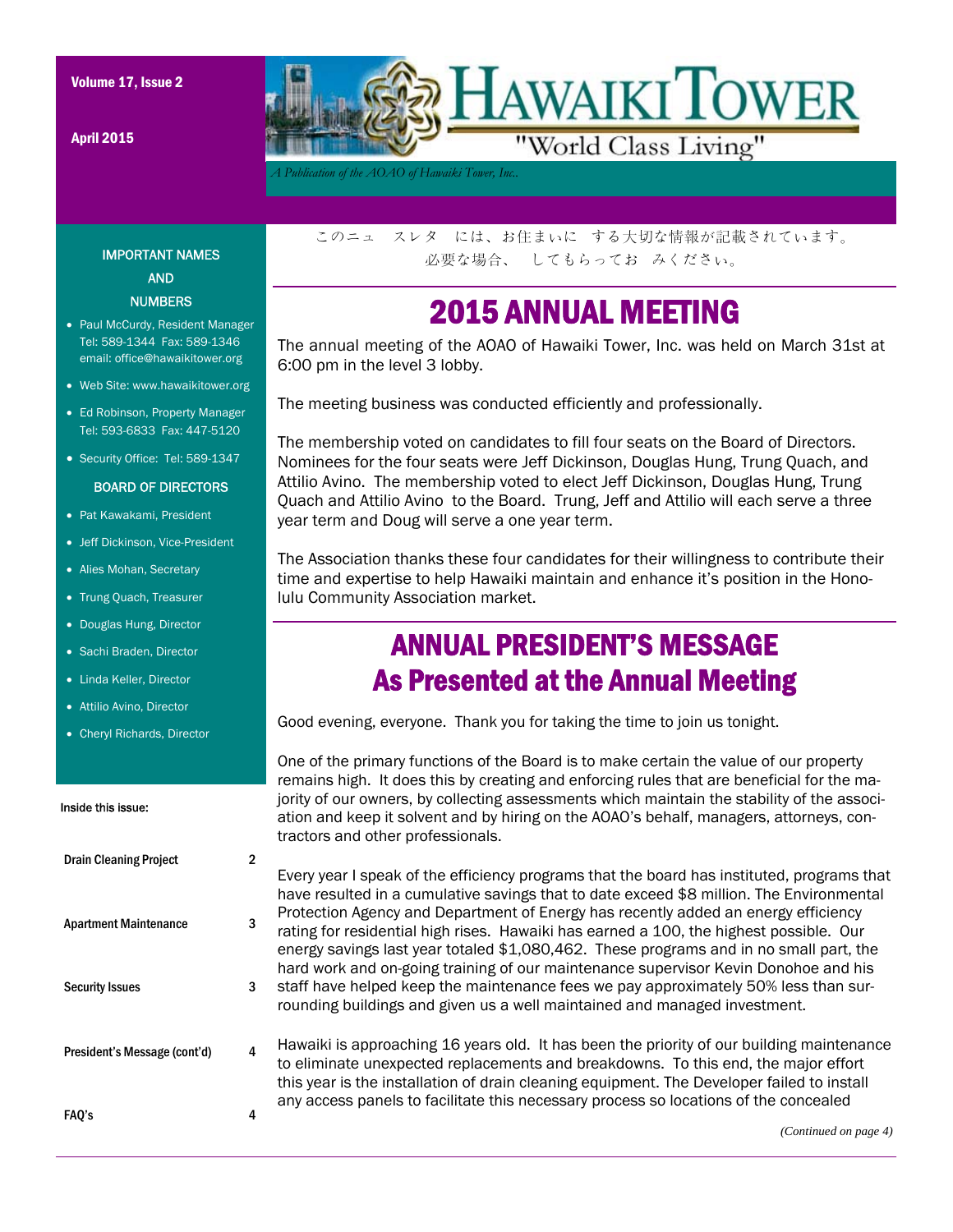Volume 17, Issue 2

April 2015

# HAWAIKI TOWER

"World Class Living"

*A Publication of the AOAO of Hawaiki Tower, Inc.*

このニュ　スレタ　には、お住まいに　する大切な情報が記載されています。
必要な場合、　してもらってお　みください。

## 2015 ANNUAL MEETING

The annual meeting of the AOAO of Hawaiki Tower, Inc. was held on March 31st at 6:00 pm in the level 3 lobby.

The meeting business was conducted efficiently and professionally.

The membership voted on candidates to fill four seats on the Board of Directors. Nominees for the four seats were Jeff Dickinson, Douglas Hung, Trung Quach, and Attilio Avino. The membership voted to elect Jeff Dickinson, Douglas Hung, Trung Quach and Attilio Avino to the Board. Trung, Jeff and Attilio will each serve a three year term and Doug will serve a one year term.

The Association thanks these four candidates for their willingness to contribute their time and expertise to help Hawaiki maintain and enhance it's position in the Honolulu Community Association market.

## ANNUAL PRESIDENT'S MESSAGE As Presented at the Annual Meeting

Good evening, everyone. Thank you for taking the time to join us tonight.

One of the primary functions of the Board is to make certain the value of our property remains high. It does this by creating and enforcing rules that are beneficial for the majority of our owners, by collecting assessments which maintain the stability of the association and keep it solvent and by hiring on the AOAO's behalf, managers, attorneys, contractors and other professionals.

Every year I speak of the efficiency programs that the board has instituted, programs that have resulted in a cumulative savings that to date exceed $8 million. The Environmental Protection Agency and Department of Energy has recently added an energy efficiency rating for residential high rises. Hawaiki has earned a 100, the highest possible. Our energy savings last year totaled $1,080,462. These programs and in no small part, the hard work and on-going training of our maintenance supervisor Kevin Donohoe and his staff have helped keep the maintenance fees we pay approximately 50% less than surrounding buildings and given us a well maintained and managed investment.

Hawaiki is approaching 16 years old. It has been the priority of our building maintenance to eliminate unexpected replacements and breakdowns. To this end, the major effort this year is the installation of drain cleaning equipment. The Developer failed to install any access panels to facilitate this necessary process so locations of the concealed

*(Continued on page 4)*

### IMPORTANT NAMES AND NUMBERS

- Paul McCurdy, Resident Manager Tel: 589-1344 Fax: 589-1346 email: office@hawaikitower.org
- Web Site: www.hawaikitower.org
- Ed Robinson, Property Manager Tel: 593-6833 Fax: 447-5120
- Security Office: Tel: 589-1347

### BOARD OF DIRECTORS

- Pat Kawakami, President
- Jeff Dickinson, Vice-President
- Alies Mohan, Secretary
- Trung Quach, Treasurer
- Douglas Hung, Director
- Sachi Braden, Director
- Linda Keller, Director
- Attilio Avino, Director
- Cheryl Richards, Director

### Inside this issue:

| | |
|---|---|
| Drain Cleaning Project | 2 |
| Apartment Maintenance | 3 |
| Security Issues | 3 |
| President's Message (cont'd) | 4 |
| FAQ's | 4 |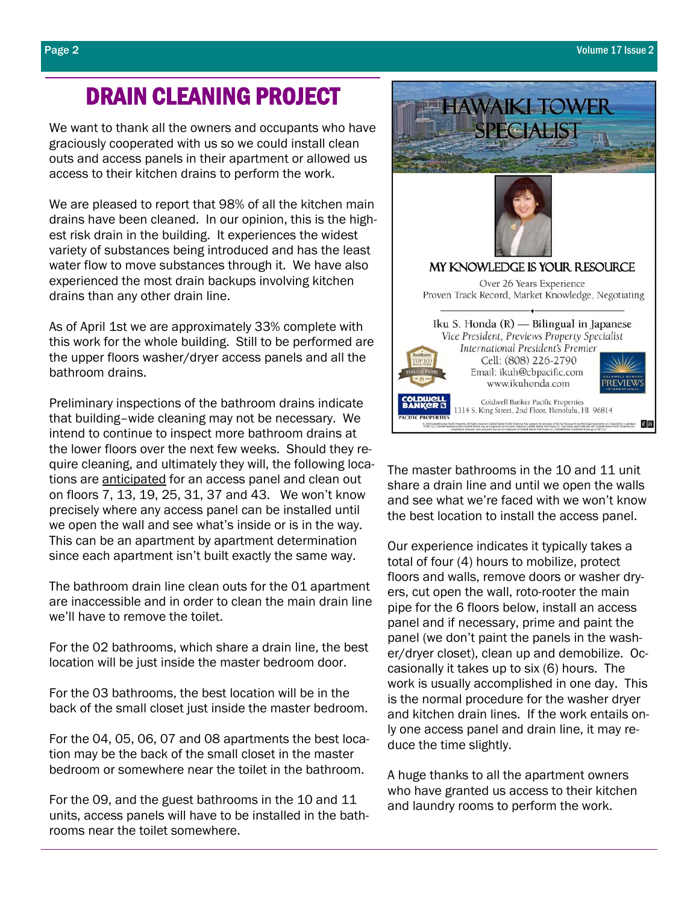# DRAIN CLEANING PROJECT

We want to thank all the owners and occupants who have graciously cooperated with us so we could install clean outs and access panels in their apartment or allowed us access to their kitchen drains to perform the work.

We are pleased to report that 98% of all the kitchen main drains have been cleaned. In our opinion, this is the highest risk drain in the building. It experiences the widest variety of substances being introduced and has the least water flow to move substances through it. We have also experienced the most drain backups involving kitchen drains than any other drain line.

As of April 1st we are approximately 33% complete with this work for the whole building. Still to be performed are the upper floors washer/dryer access panels and all the bathroom drains.

Preliminary inspections of the bathroom drains indicate that building–wide cleaning may not be necessary. We intend to continue to inspect more bathroom drains at the lower floors over the next few weeks. Should they require cleaning, and ultimately they will, the following locations are <u>anticipated</u> for an access panel and clean out on floors 7, 13, 19, 25, 31, 37 and 43. We won't know precisely where any access panel can be installed until we open the wall and see what's inside or is in the way. This can be an apartment by apartment determination since each apartment isn't built exactly the same way.

The bathroom drain line clean outs for the 01 apartment are inaccessible and in order to clean the main drain line we'll have to remove the toilet.

For the 02 bathrooms, which share a drain line, the best location will be just inside the master bedroom door.

For the 03 bathrooms, the best location will be in the back of the small closet just inside the master bedroom.

For the 04, 05, 06, 07 and 08 apartments the best location may be the back of the small closet in the master bedroom or somewhere near the toilet in the bathroom.

For the 09, and the guest bathrooms in the 10 and 11 units, access panels will have to be installed in the bathrooms near the toilet somewhere.

HAWAIKI TOWER SPECIALIST

MY KNOWLEDGE IS YOUR RESOURCE

Over 26 Years Experience
Proven Track Record, Market Knowledge, Negotiating

Iku S. Honda (R) — Bilingual in Japanese
*Vice President, Previews Property Specialist*
*International President's Premier*
Cell: (808) 226-2790
Email: ikuh@cbpacific.com
www.ikuhonda.com

Coldwell Banker Pacific Properties
1314 S. King Street, 2nd Floor, Honolulu, HI 96814

The master bathrooms in the 10 and 11 unit share a drain line and until we open the walls and see what we're faced with we won't know the best location to install the access panel.

Our experience indicates it typically takes a total of four (4) hours to mobilize, protect floors and walls, remove doors or washer dryers, cut open the wall, roto-rooter the main pipe for the 6 floors below, install an access panel and if necessary, prime and paint the panel (we don't paint the panels in the washer/dryer closet), clean up and demobilize. Occasionally it takes up to six (6) hours. The work is usually accomplished in one day. This is the normal procedure for the washer dryer and kitchen drain lines. If the work entails only one access panel and drain line, it may reduce the time slightly.

A huge thanks to all the apartment owners who have granted us access to their kitchen and laundry rooms to perform the work.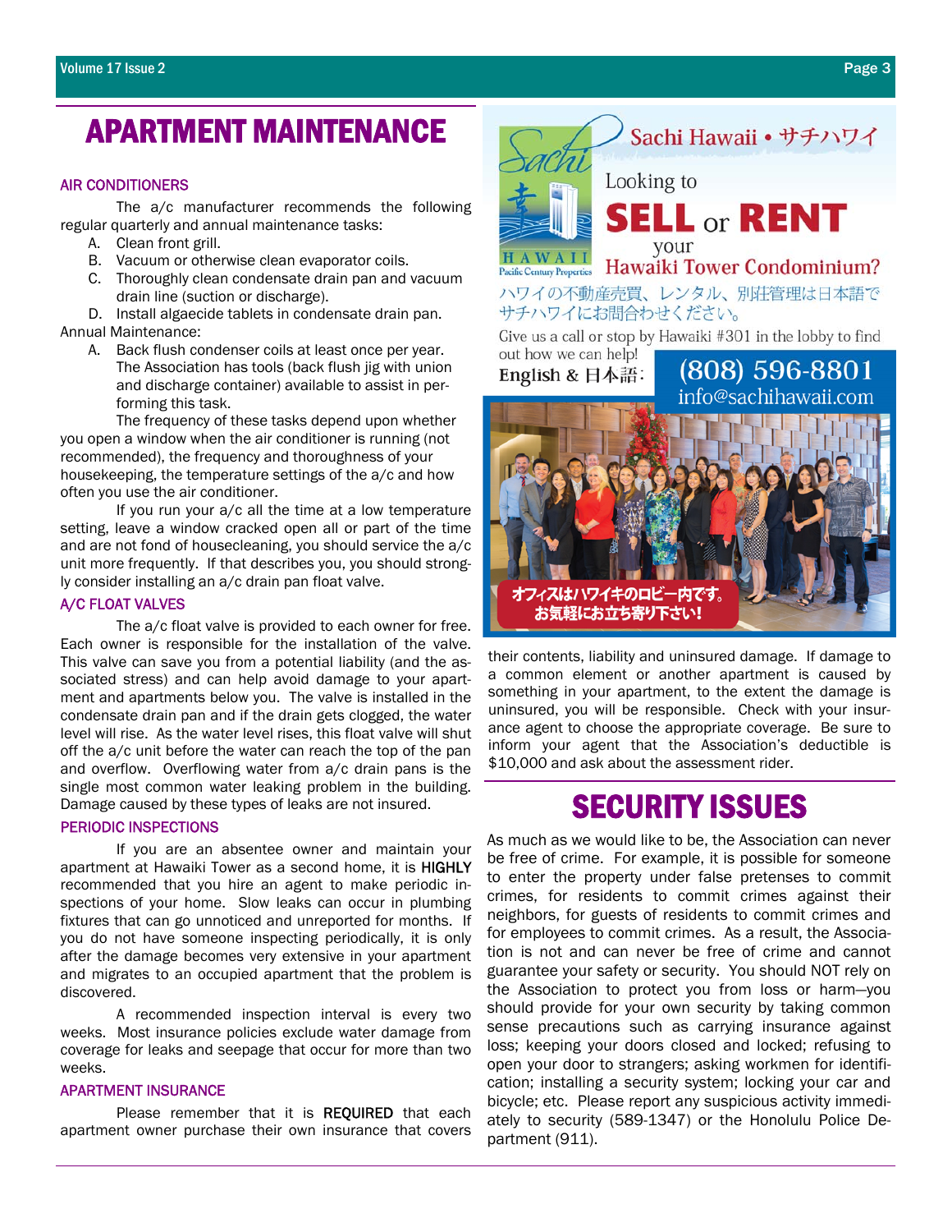# APARTMENT MAINTENANCE

### AIR CONDITIONERS

The a/c manufacturer recommends the following regular quarterly and annual maintenance tasks:

A. Clean front grill.
B. Vacuum or otherwise clean evaporator coils.
C. Thoroughly clean condensate drain pan and vacuum drain line (suction or discharge).
D. Install algaecide tablets in condensate drain pan.

Annual Maintenance:

A. Back flush condenser coils at least once per year. The Association has tools (back flush jig with union and discharge container) available to assist in performing this task.

The frequency of these tasks depend upon whether you open a window when the air conditioner is running (not recommended), the frequency and thoroughness of your housekeeping, the temperature settings of the a/c and how often you use the air conditioner.

If you run your a/c all the time at a low temperature setting, leave a window cracked open all or part of the time and are not fond of housecleaning, you should service the a/c unit more frequently. If that describes you, you should strongly consider installing an a/c drain pan float valve.

### A/C FLOAT VALVES

The a/c float valve is provided to each owner for free. Each owner is responsible for the installation of the valve. This valve can save you from a potential liability (and the associated stress) and can help avoid damage to your apartment and apartments below you. The valve is installed in the condensate drain pan and if the drain gets clogged, the water level will rise. As the water level rises, this float valve will shut off the a/c unit before the water can reach the top of the pan and overflow. Overflowing water from a/c drain pans is the single most common water leaking problem in the building. Damage caused by these types of leaks are not insured.

### PERIODIC INSPECTIONS

If you are an absentee owner and maintain your apartment at Hawaiki Tower as a second home, it is **HIGHLY** recommended that you hire an agent to make periodic inspections of your home. Slow leaks can occur in plumbing fixtures that can go unnoticed and unreported for months. If you do not have someone inspecting periodically, it is only after the damage becomes very extensive in your apartment and migrates to an occupied apartment that the problem is discovered.

A recommended inspection interval is every two weeks. Most insurance policies exclude water damage from coverage for leaks and seepage that occur for more than two weeks.

### APARTMENT INSURANCE

Please remember that it is **REQUIRED** that each apartment owner purchase their own insurance that covers their contents, liability and uninsured damage. If damage to a common element or another apartment is caused by something in your apartment, to the extent the damage is uninsured, you will be responsible. Check with your insurance agent to choose the appropriate coverage. Be sure to inform your agent that the Association's deductible is $10,000 and ask about the assessment rider.

Sachi Hawaii • サチハワイ

Looking to **SELL** or **RENT** your Hawaiki Tower Condominium?

ハワイの不動産売買、レンタル、別荘管理は日本語でサチハワイにお問合わせください。

Give us a call or stop by Hawaiki #301 in the lobby to find out how we can help!

English & 日本語: (808) 596-8801

info@sachihawaii.com

オフィスはハワイキのロビー内です。お気軽にお立ち寄り下さい!

# SECURITY ISSUES

As much as we would like to be, the Association can never be free of crime. For example, it is possible for someone to enter the property under false pretenses to commit crimes, for residents to commit crimes against their neighbors, for guests of residents to commit crimes and for employees to commit crimes. As a result, the Association is not and can never be free of crime and cannot guarantee your safety or security. You should NOT rely on the Association to protect you from loss or harm—you should provide for your own security by taking common sense precautions such as carrying insurance against loss; keeping your doors closed and locked; refusing to open your door to strangers; asking workmen for identification; installing a security system; locking your car and bicycle; etc. Please report any suspicious activity immediately to security (589-1347) or the Honolulu Police Department (911).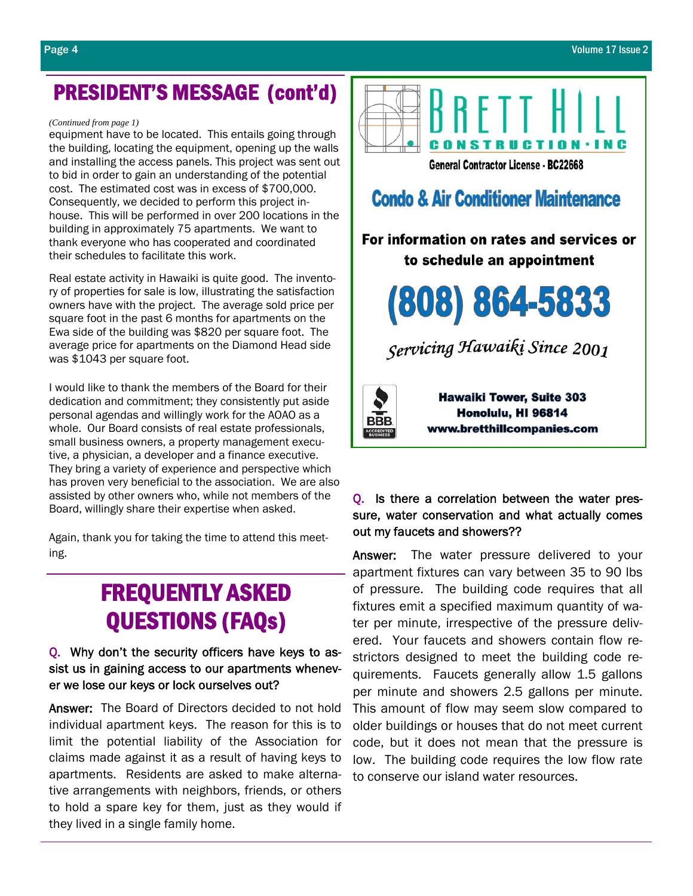## PRESIDENT'S MESSAGE (cont'd)

*(Continued from page 1)*

equipment have to be located. This entails going through the building, locating the equipment, opening up the walls and installing the access panels. This project was sent out to bid in order to gain an understanding of the potential cost. The estimated cost was in excess of $700,000. Consequently, we decided to perform this project in-house. This will be performed in over 200 locations in the building in approximately 75 apartments. We want to thank everyone who has cooperated and coordinated their schedules to facilitate this work.

Real estate activity in Hawaiki is quite good. The inventory of properties for sale is low, illustrating the satisfaction owners have with the project. The average sold price per square foot in the past 6 months for apartments on the Ewa side of the building was $820 per square foot. The average price for apartments on the Diamond Head side was $1043 per square foot.

I would like to thank the members of the Board for their dedication and commitment; they consistently put aside personal agendas and willingly work for the AOAO as a whole. Our Board consists of real estate professionals, small business owners, a property management executive, a physician, a developer and a finance executive. They bring a variety of experience and perspective which has proven very beneficial to the association. We are also assisted by other owners who, while not members of the Board, willingly share their expertise when asked.

Again, thank you for taking the time to attend this meeting.

## FREQUENTLY ASKED QUESTIONS (FAQs)

**Q. Why don't the security officers have keys to assist us in gaining access to our apartments whenever we lose our keys or lock ourselves out?**

**Answer:** The Board of Directors decided to not hold individual apartment keys. The reason for this is to limit the potential liability of the Association for claims made against it as a result of having keys to apartments. Residents are asked to make alternative arrangements with neighbors, friends, or others to hold a spare key for them, just as they would if they lived in a single family home.

BRETT HILL CONSTRUCTION · INC

General Contractor License - BC22668

**Condo & Air Conditioner Maintenance**

**For information on rates and services or to schedule an appointment**

**(808) 864-5833**

*Servicing Hawaiki Since 2001*

BBB ACCREDITED BUSINESS

**Hawaiki Tower, Suite 303**
**Honolulu, HI 96814**
**www.bretthillcompanies.com**

**Q. Is there a correlation between the water pressure, water conservation and what actually comes out my faucets and showers??**

**Answer:** The water pressure delivered to your apartment fixtures can vary between 35 to 90 lbs of pressure. The building code requires that all fixtures emit a specified maximum quantity of water per minute, irrespective of the pressure delivered. Your faucets and showers contain flow restrictors designed to meet the building code requirements. Faucets generally allow 1.5 gallons per minute and showers 2.5 gallons per minute. This amount of flow may seem slow compared to older buildings or houses that do not meet current code, but it does not mean that the pressure is low. The building code requires the low flow rate to conserve our island water resources.